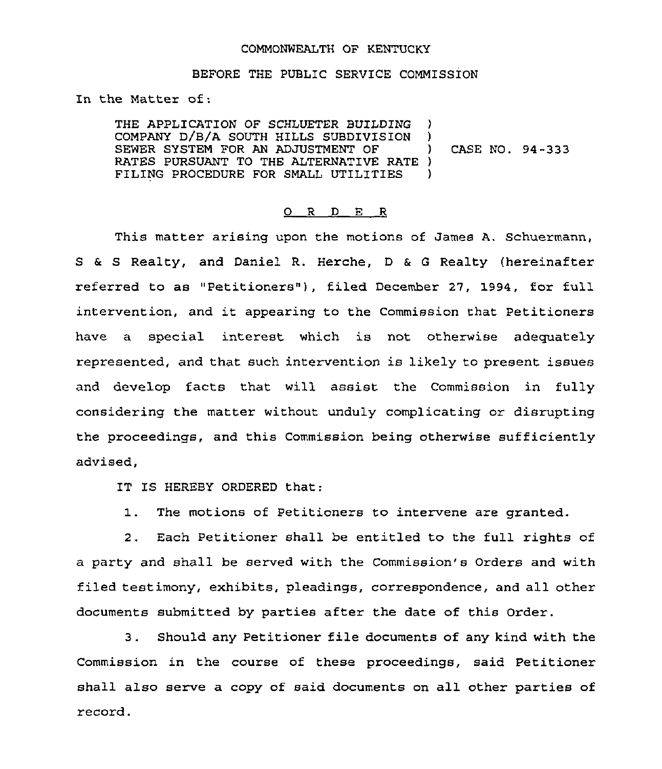COMMONWEALTH OF KENTUCKY

BEFORE THE PUBLIC SERVICE COMMISSION

In the Matter of:

| | | |
|---|---|---|
| THE APPLICATION OF SCHLUETER BUILDING COMPANY D/B/A SOUTH HILLS SUBDIVISION SEWER SYSTEM FOR AN ADJUSTMENT OF RATES PURSUANT TO THE ALTERNATIVE RATE FILING PROCEDURE FOR SMALL UTILITIES | ) | CASE NO. 94-333 |

## O R D E R

This matter arising upon the motions of James A. Schuermann, S & S Realty, and Daniel R. Herche, D & G Realty (hereinafter referred to as "Petitioners"), filed December 27, 1994, for full intervention, and it appearing to the Commission that Petitioners have a special interest which is not otherwise adequately represented, and that such intervention is likely to present issues and develop facts that will assist the Commission in fully considering the matter without unduly complicating or disrupting the proceedings, and this Commission being otherwise sufficiently advised,

IT IS HEREBY ORDERED that:

1. The motions of Petitioners to intervene are granted.

2. Each Petitioner shall be entitled to the full rights of a party and shall be served with the Commission's Orders and with filed testimony, exhibits, pleadings, correspondence, and all other documents submitted by parties after the date of this Order.

3. Should any Petitioner file documents of any kind with the Commission in the course of these proceedings, said Petitioner shall also serve a copy of said documents on all other parties of record.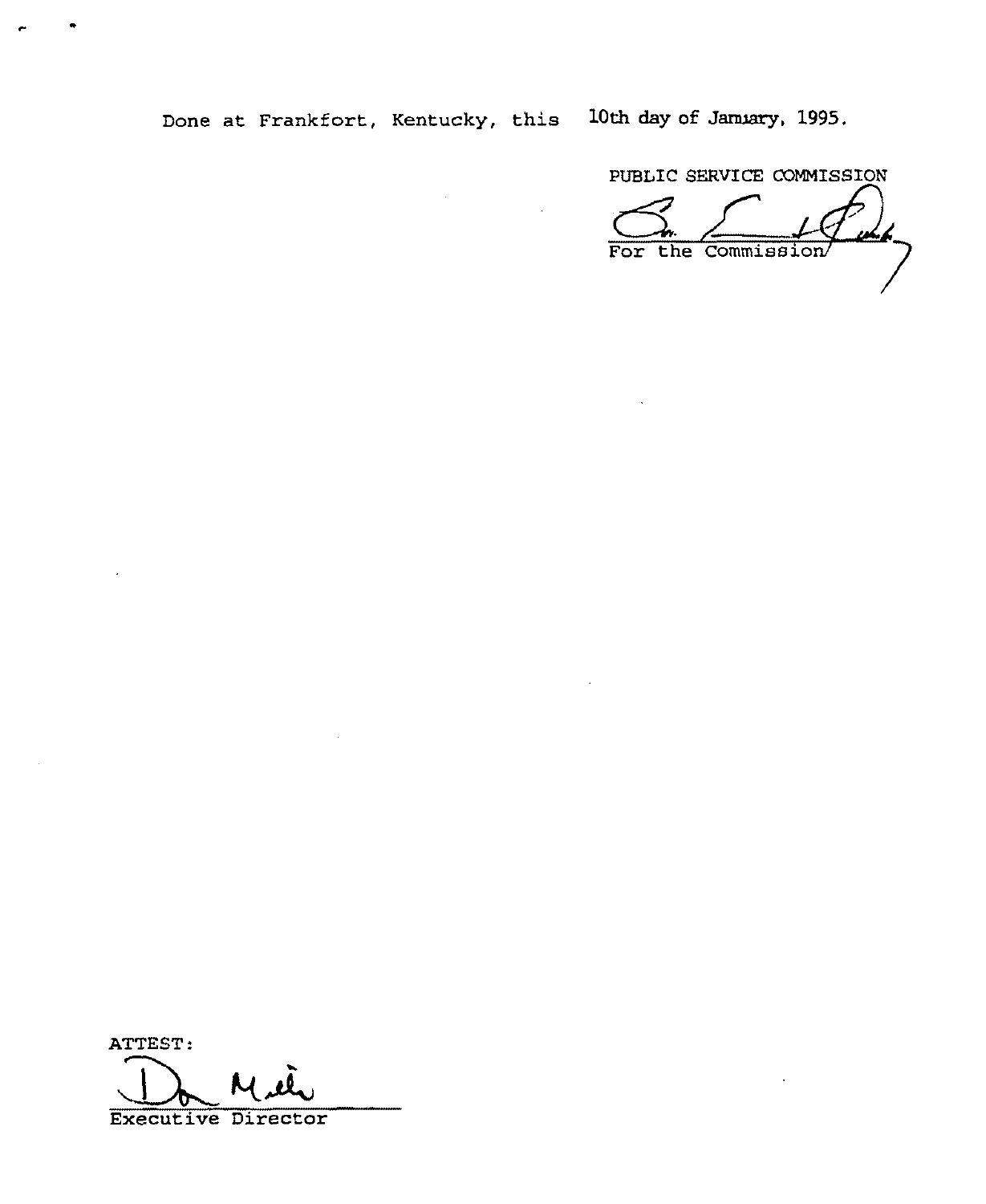Done at Frankfort, Kentucky, this 10th day of January, 1995.

PUBLIC SERVICE COMMISSION

For the Commission

ATTEST:

Executive Director